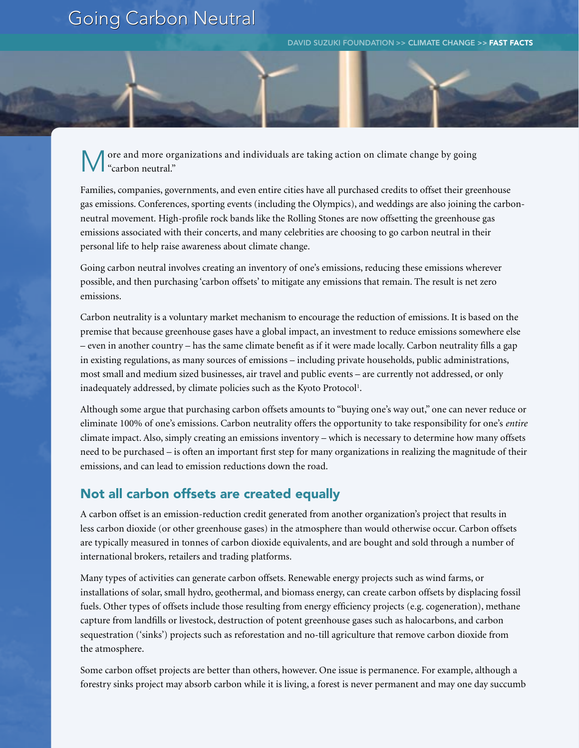# Going Carbon Neutral

DAVID SUZUKI FOUNDATION >> CLIMATE CHANGE >> **FAST FACTS**

More and more organizations and individuals are taking action on climate change by going "carbon neutral."

Families, companies, governments, and even entire cities have all purchased credits to offset their greenhouse gas emissions. Conferences, sporting events (including the Olympics), and weddings are also joining the carbon-neutral movement. High-profile rock bands like the Rolling Stones are now offsetting the greenhouse gas emissions associated with their concerts, and many celebrities are choosing to go carbon neutral in their personal life to help raise awareness about climate change.

Going carbon neutral involves creating an inventory of one's emissions, reducing these emissions wherever possible, and then purchasing 'carbon offsets' to mitigate any emissions that remain. The result is net zero emissions.

Carbon neutrality is a voluntary market mechanism to encourage the reduction of emissions. It is based on the premise that because greenhouse gases have a global impact, an investment to reduce emissions somewhere else – even in another country – has the same climate benefit as if it were made locally. Carbon neutrality fills a gap in existing regulations, as many sources of emissions – including private households, public administrations, most small and medium sized businesses, air travel and public events – are currently not addressed, or only inadequately addressed, by climate policies such as the Kyoto Protocol[1].

Although some argue that purchasing carbon offsets amounts to "buying one's way out," one can never reduce or eliminate 100% of one's emissions. Carbon neutrality offers the opportunity to take responsibility for one's *entire* climate impact. Also, simply creating an emissions inventory – which is necessary to determine how many offsets need to be purchased – is often an important first step for many organizations in realizing the magnitude of their emissions, and can lead to emission reductions down the road.

## Not all carbon offsets are created equally

A carbon offset is an emission-reduction credit generated from another organization's project that results in less carbon dioxide (or other greenhouse gases) in the atmosphere than would otherwise occur. Carbon offsets are typically measured in tonnes of carbon dioxide equivalents, and are bought and sold through a number of international brokers, retailers and trading platforms.

Many types of activities can generate carbon offsets. Renewable energy projects such as wind farms, or installations of solar, small hydro, geothermal, and biomass energy, can create carbon offsets by displacing fossil fuels. Other types of offsets include those resulting from energy efficiency projects (e.g. cogeneration), methane capture from landfills or livestock, destruction of potent greenhouse gases such as halocarbons, and carbon sequestration ('sinks') projects such as reforestation and no-till agriculture that remove carbon dioxide from the atmosphere.

Some carbon offset projects are better than others, however. One issue is permanence. For example, although a forestry sinks project may absorb carbon while it is living, a forest is never permanent and may one day succumb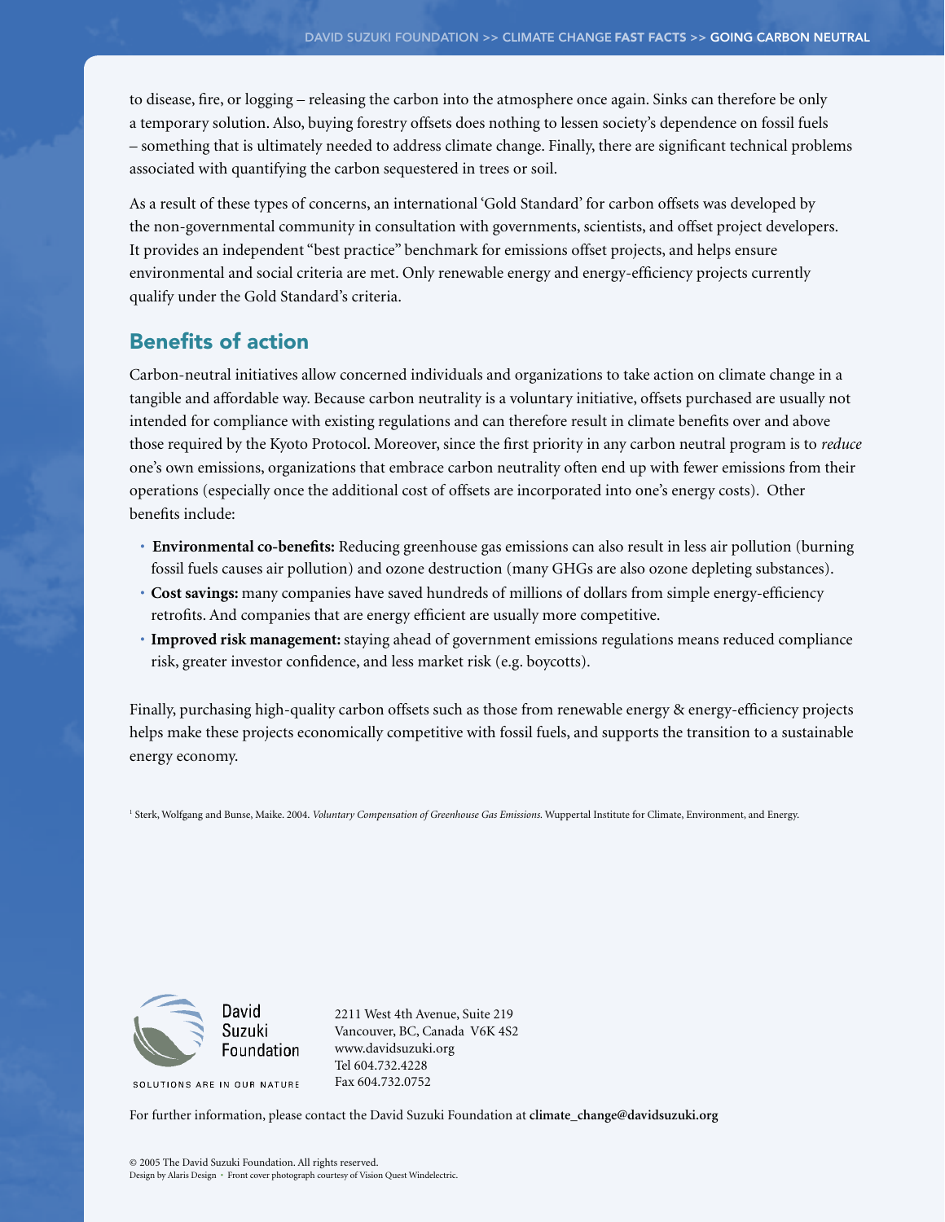to disease, fire, or logging – releasing the carbon into the atmosphere once again. Sinks can therefore be only a temporary solution. Also, buying forestry offsets does nothing to lessen society's dependence on fossil fuels – something that is ultimately needed to address climate change. Finally, there are significant technical problems associated with quantifying the carbon sequestered in trees or soil.

As a result of these types of concerns, an international 'Gold Standard' for carbon offsets was developed by the non-governmental community in consultation with governments, scientists, and offset project developers. It provides an independent "best practice" benchmark for emissions offset projects, and helps ensure environmental and social criteria are met. Only renewable energy and energy-efficiency projects currently qualify under the Gold Standard's criteria.

## Benefits of action

Carbon-neutral initiatives allow concerned individuals and organizations to take action on climate change in a tangible and affordable way. Because carbon neutrality is a voluntary initiative, offsets purchased are usually not intended for compliance with existing regulations and can therefore result in climate benefits over and above those required by the Kyoto Protocol. Moreover, since the first priority in any carbon neutral program is to *reduce* one's own emissions, organizations that embrace carbon neutrality often end up with fewer emissions from their operations (especially once the additional cost of offsets are incorporated into one's energy costs). Other benefits include:

- **Environmental co-benefits:** Reducing greenhouse gas emissions can also result in less air pollution (burning fossil fuels causes air pollution) and ozone destruction (many GHGs are also ozone depleting substances).
- **Cost savings:** many companies have saved hundreds of millions of dollars from simple energy-efficiency retrofits. And companies that are energy efficient are usually more competitive.
- **Improved risk management:** staying ahead of government emissions regulations means reduced compliance risk, greater investor confidence, and less market risk (e.g. boycotts).

Finally, purchasing high-quality carbon offsets such as those from renewable energy & energy-efficiency projects helps make these projects economically competitive with fossil fuels, and supports the transition to a sustainable energy economy.

[1] Sterk, Wolfgang and Bunse, Maike. 2004. *Voluntary Compensation of Greenhouse Gas Emissions*. Wuppertal Institute for Climate, Environment, and Energy.

David Suzuki Foundation

SOLUTIONS ARE IN OUR NATURE

2211 West 4th Avenue, Suite 219
Vancouver, BC, Canada V6K 4S2
www.davidsuzuki.org
Tel 604.732.4228
Fax 604.732.0752

For further information, please contact the David Suzuki Foundation at **climate_change@davidsuzuki.org**

© 2005 The David Suzuki Foundation. All rights reserved.
Design by Alaris Design • Front cover photograph courtesy of Vision Quest Windelectric.